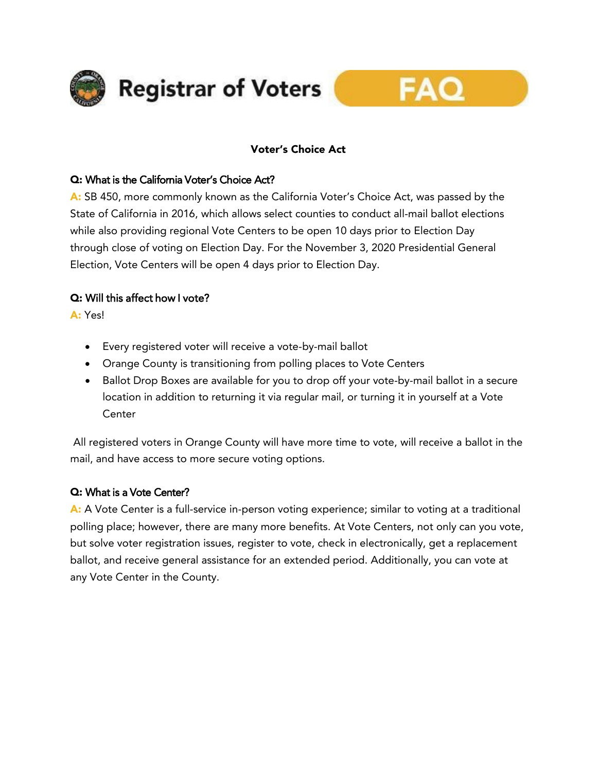# Registrar of Voters FAQ

## Voter's Choice Act

**Q: What is the California Voter's Choice Act?**

**A:** SB 450, more commonly known as the California Voter's Choice Act, was passed by the State of California in 2016, which allows select counties to conduct all-mail ballot elections while also providing regional Vote Centers to be open 10 days prior to Election Day through close of voting on Election Day. For the November 3, 2020 Presidential General Election, Vote Centers will be open 4 days prior to Election Day.

**Q: Will this affect how I vote?**

**A:** Yes!

- Every registered voter will receive a vote-by-mail ballot
- Orange County is transitioning from polling places to Vote Centers
- Ballot Drop Boxes are available for you to drop off your vote-by-mail ballot in a secure location in addition to returning it via regular mail, or turning it in yourself at a Vote Center

All registered voters in Orange County will have more time to vote, will receive a ballot in the mail, and have access to more secure voting options.

**Q: What is a Vote Center?**

**A:** A Vote Center is a full-service in-person voting experience; similar to voting at a traditional polling place; however, there are many more benefits. At Vote Centers, not only can you vote, but solve voter registration issues, register to vote, check in electronically, get a replacement ballot, and receive general assistance for an extended period. Additionally, you can vote at any Vote Center in the County.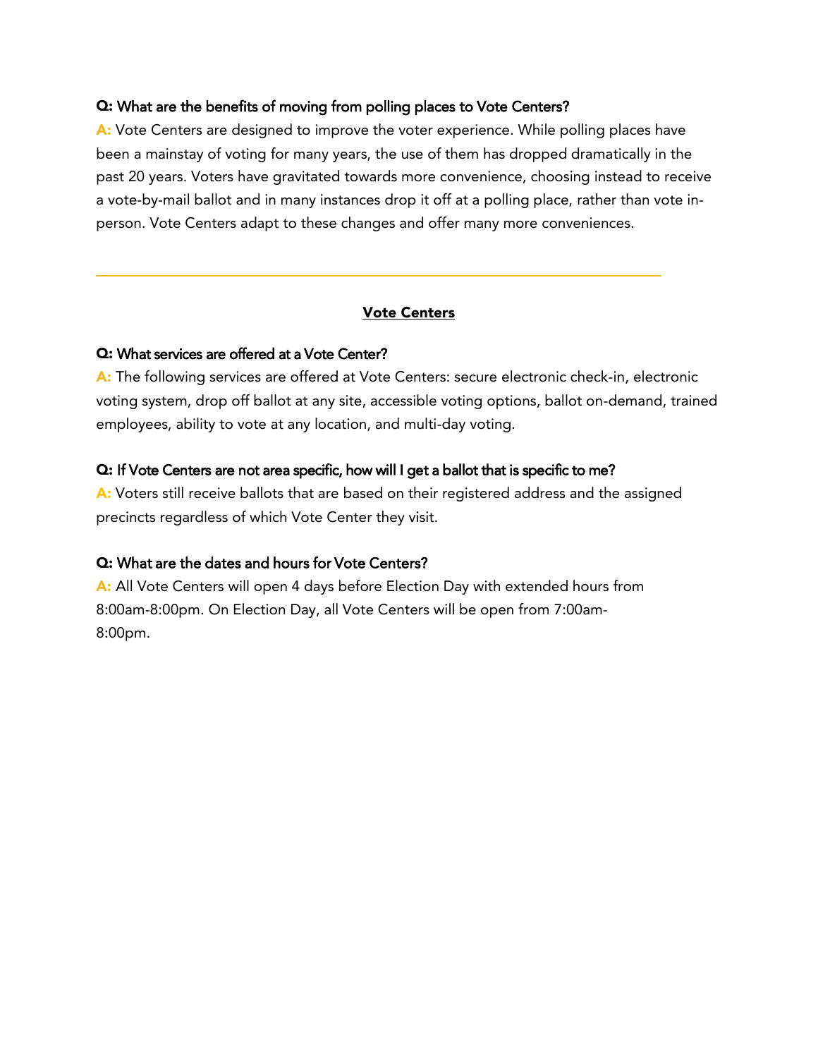**Q:** What are the benefits of moving from polling places to Vote Centers?

**A:** Vote Centers are designed to improve the voter experience. While polling places have been a mainstay of voting for many years, the use of them has dropped dramatically in the past 20 years. Voters have gravitated towards more convenience, choosing instead to receive a vote-by-mail ballot and in many instances drop it off at a polling place, rather than vote in-person. Vote Centers adapt to these changes and offer many more conveniences.

---

## Vote Centers

**Q:** What services are offered at a Vote Center?

**A:** The following services are offered at Vote Centers: secure electronic check-in, electronic voting system, drop off ballot at any site, accessible voting options, ballot on-demand, trained employees, ability to vote at any location, and multi-day voting.

**Q:** If Vote Centers are not area specific, how will I get a ballot that is specific to me?

**A:** Voters still receive ballots that are based on their registered address and the assigned precincts regardless of which Vote Center they visit.

**Q:** What are the dates and hours for Vote Centers?

**A:** All Vote Centers will open 4 days before Election Day with extended hours from 8:00am-8:00pm. On Election Day, all Vote Centers will be open from 7:00am-8:00pm.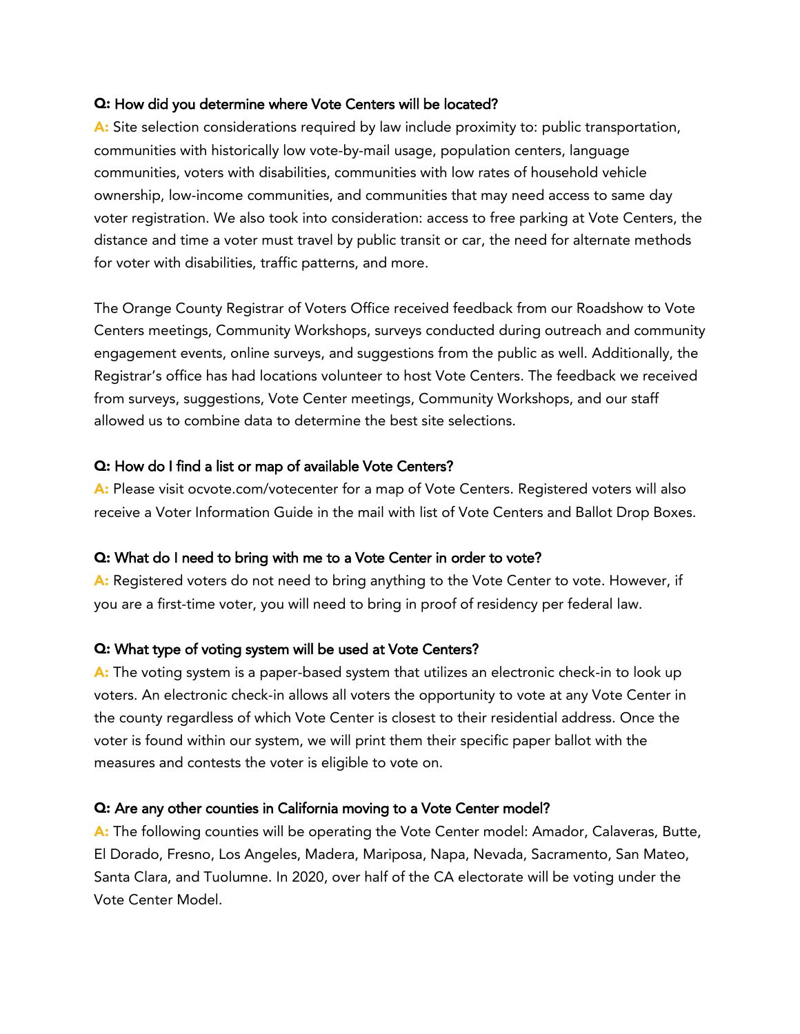**Q:** How did you determine where Vote Centers will be located?

**A:** Site selection considerations required by law include proximity to: public transportation, communities with historically low vote-by-mail usage, population centers, language communities, voters with disabilities, communities with low rates of household vehicle ownership, low-income communities, and communities that may need access to same day voter registration. We also took into consideration: access to free parking at Vote Centers, the distance and time a voter must travel by public transit or car, the need for alternate methods for voter with disabilities, traffic patterns, and more.

The Orange County Registrar of Voters Office received feedback from our Roadshow to Vote Centers meetings, Community Workshops, surveys conducted during outreach and community engagement events, online surveys, and suggestions from the public as well. Additionally, the Registrar's office has had locations volunteer to host Vote Centers. The feedback we received from surveys, suggestions, Vote Center meetings, Community Workshops, and our staff allowed us to combine data to determine the best site selections.

**Q:** How do I find a list or map of available Vote Centers?

**A:** Please visit ocvote.com/votecenter for a map of Vote Centers. Registered voters will also receive a Voter Information Guide in the mail with list of Vote Centers and Ballot Drop Boxes.

**Q:** What do I need to bring with me to a Vote Center in order to vote?

**A:** Registered voters do not need to bring anything to the Vote Center to vote. However, if you are a first-time voter, you will need to bring in proof of residency per federal law.

**Q:** What type of voting system will be used at Vote Centers?

**A:** The voting system is a paper-based system that utilizes an electronic check-in to look up voters. An electronic check-in allows all voters the opportunity to vote at any Vote Center in the county regardless of which Vote Center is closest to their residential address. Once the voter is found within our system, we will print them their specific paper ballot with the measures and contests the voter is eligible to vote on.

**Q:** Are any other counties in California moving to a Vote Center model?

**A:** The following counties will be operating the Vote Center model: Amador, Calaveras, Butte, El Dorado, Fresno, Los Angeles, Madera, Mariposa, Napa, Nevada, Sacramento, San Mateo, Santa Clara, and Tuolumne. In 2020, over half of the CA electorate will be voting under the Vote Center Model.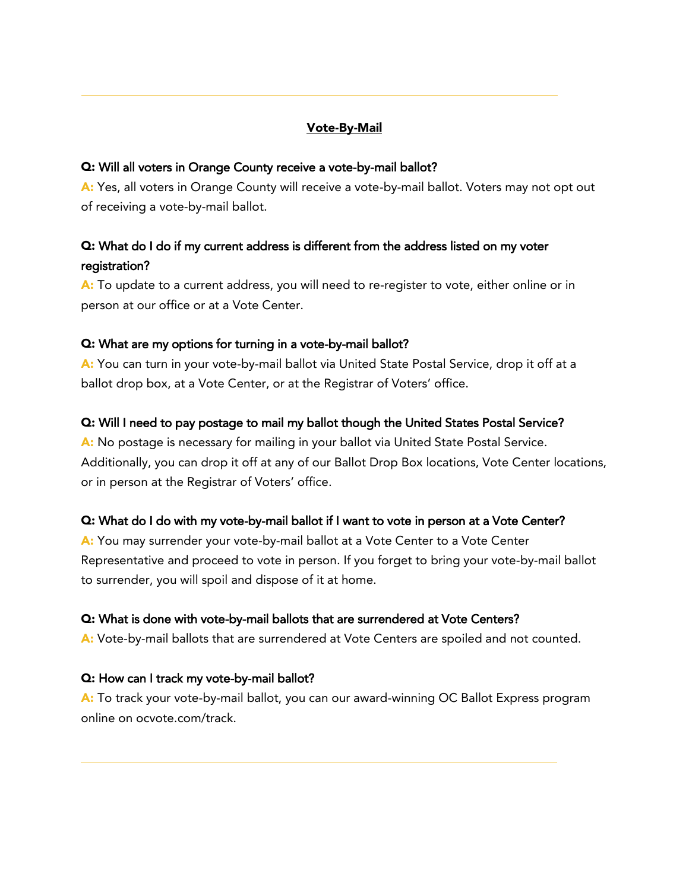## **Vote-By-Mail**

**Q: Will all voters in Orange County receive a vote-by-mail ballot?**
**A:** Yes, all voters in Orange County will receive a vote-by-mail ballot. Voters may not opt out of receiving a vote-by-mail ballot.

**Q: What do I do if my current address is different from the address listed on my voter registration?**
**A:** To update to a current address, you will need to re-register to vote, either online or in person at our office or at a Vote Center.

**Q: What are my options for turning in a vote-by-mail ballot?**
**A:** You can turn in your vote-by-mail ballot via United State Postal Service, drop it off at a ballot drop box, at a Vote Center, or at the Registrar of Voters' office.

**Q: Will I need to pay postage to mail my ballot though the United States Postal Service?**
**A:** No postage is necessary for mailing in your ballot via United State Postal Service. Additionally, you can drop it off at any of our Ballot Drop Box locations, Vote Center locations, or in person at the Registrar of Voters' office.

**Q: What do I do with my vote-by-mail ballot if I want to vote in person at a Vote Center?**
**A:** You may surrender your vote-by-mail ballot at a Vote Center to a Vote Center Representative and proceed to vote in person. If you forget to bring your vote-by-mail ballot to surrender, you will spoil and dispose of it at home.

**Q: What is done with vote-by-mail ballots that are surrendered at Vote Centers?**
**A:** Vote-by-mail ballots that are surrendered at Vote Centers are spoiled and not counted.

**Q: How can I track my vote-by-mail ballot?**
**A:** To track your vote-by-mail ballot, you can our award-winning OC Ballot Express program online on ocvote.com/track.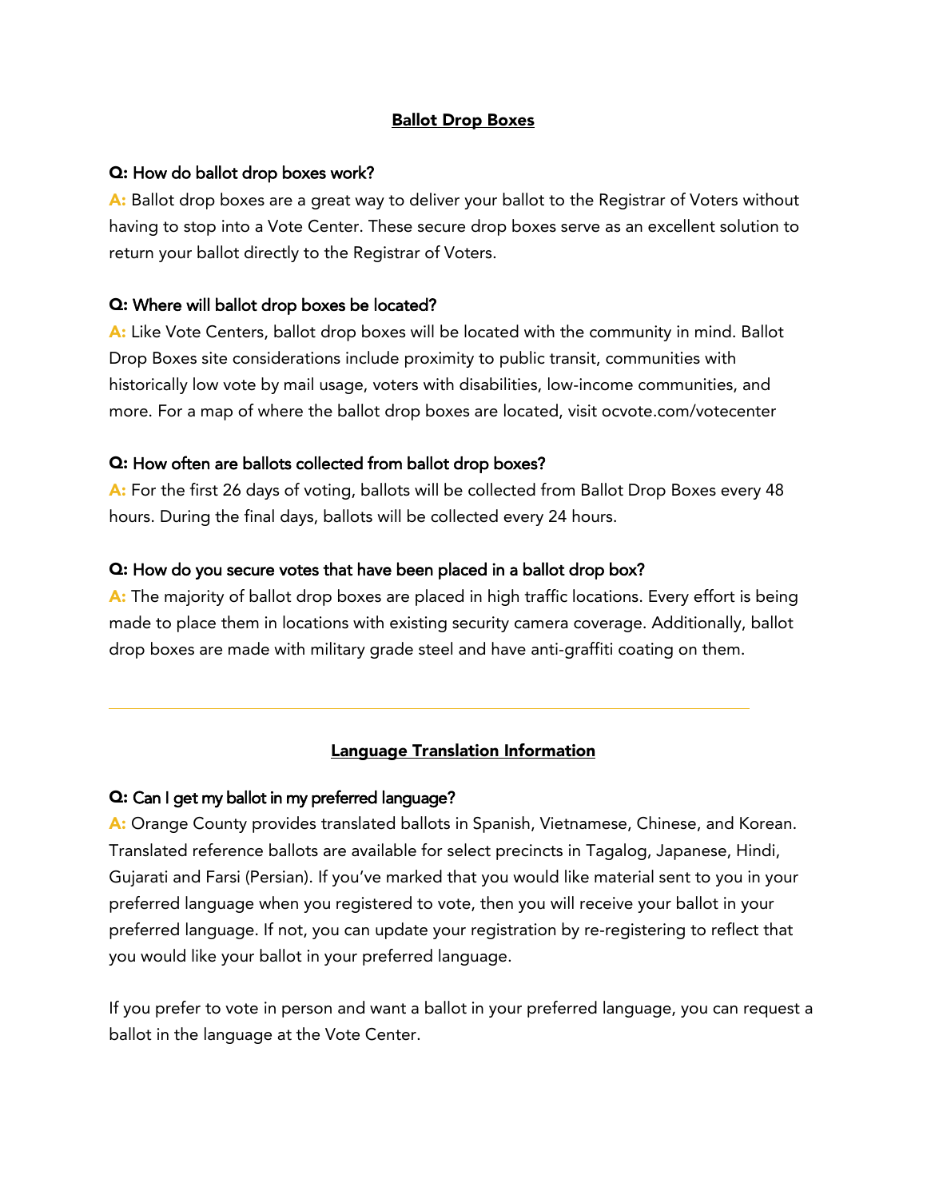## Ballot Drop Boxes

**Q: How do ballot drop boxes work?**

**A:** Ballot drop boxes are a great way to deliver your ballot to the Registrar of Voters without having to stop into a Vote Center. These secure drop boxes serve as an excellent solution to return your ballot directly to the Registrar of Voters.

**Q: Where will ballot drop boxes be located?**

**A:** Like Vote Centers, ballot drop boxes will be located with the community in mind. Ballot Drop Boxes site considerations include proximity to public transit, communities with historically low vote by mail usage, voters with disabilities, low-income communities, and more. For a map of where the ballot drop boxes are located, visit ocvote.com/votecenter

**Q: How often are ballots collected from ballot drop boxes?**

**A:** For the first 26 days of voting, ballots will be collected from Ballot Drop Boxes every 48 hours. During the final days, ballots will be collected every 24 hours.

**Q: How do you secure votes that have been placed in a ballot drop box?**

**A:** The majority of ballot drop boxes are placed in high traffic locations. Every effort is being made to place them in locations with existing security camera coverage. Additionally, ballot drop boxes are made with military grade steel and have anti-graffiti coating on them.

---

## Language Translation Information

**Q: Can I get my ballot in my preferred language?**

**A:** Orange County provides translated ballots in Spanish, Vietnamese, Chinese, and Korean. Translated reference ballots are available for select precincts in Tagalog, Japanese, Hindi, Gujarati and Farsi (Persian). If you've marked that you would like material sent to you in your preferred language when you registered to vote, then you will receive your ballot in your preferred language. If not, you can update your registration by re-registering to reflect that you would like your ballot in your preferred language.

If you prefer to vote in person and want a ballot in your preferred language, you can request a ballot in the language at the Vote Center.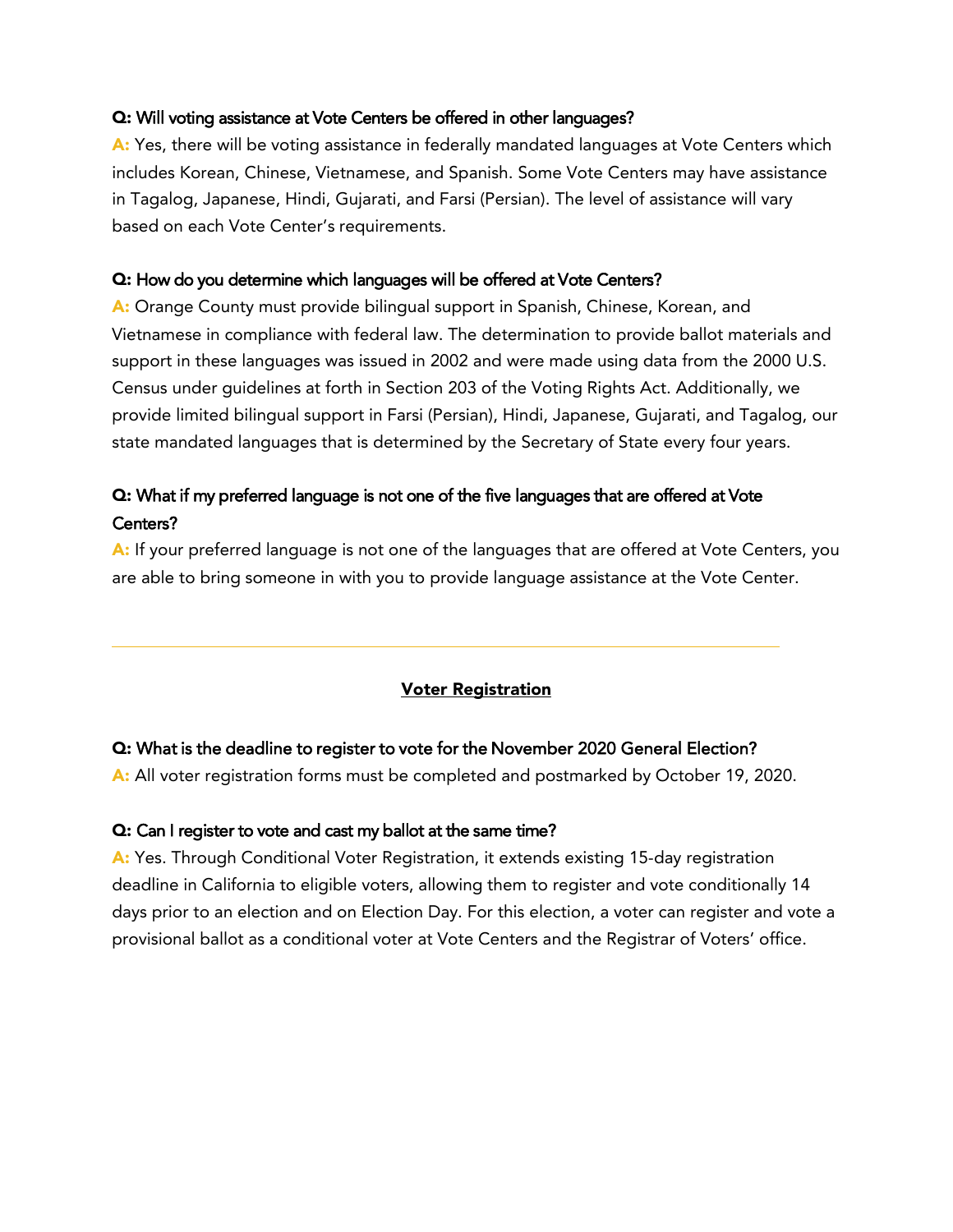**Q:** Will voting assistance at Vote Centers be offered in other languages?

**A:** Yes, there will be voting assistance in federally mandated languages at Vote Centers which includes Korean, Chinese, Vietnamese, and Spanish. Some Vote Centers may have assistance in Tagalog, Japanese, Hindi, Gujarati, and Farsi (Persian). The level of assistance will vary based on each Vote Center's requirements.

**Q:** How do you determine which languages will be offered at Vote Centers?

**A:** Orange County must provide bilingual support in Spanish, Chinese, Korean, and Vietnamese in compliance with federal law. The determination to provide ballot materials and support in these languages was issued in 2002 and were made using data from the 2000 U.S. Census under guidelines at forth in Section 203 of the Voting Rights Act. Additionally, we provide limited bilingual support in Farsi (Persian), Hindi, Japanese, Gujarati, and Tagalog, our state mandated languages that is determined by the Secretary of State every four years.

**Q:** What if my preferred language is not one of the five languages that are offered at Vote Centers?

**A:** If your preferred language is not one of the languages that are offered at Vote Centers, you are able to bring someone in with you to provide language assistance at the Vote Center.

---

## Voter Registration

**Q:** What is the deadline to register to vote for the November 2020 General Election?

**A:** All voter registration forms must be completed and postmarked by October 19, 2020.

**Q:** Can I register to vote and cast my ballot at the same time?

**A:** Yes. Through Conditional Voter Registration, it extends existing 15-day registration deadline in California to eligible voters, allowing them to register and vote conditionally 14 days prior to an election and on Election Day. For this election, a voter can register and vote a provisional ballot as a conditional voter at Vote Centers and the Registrar of Voters' office.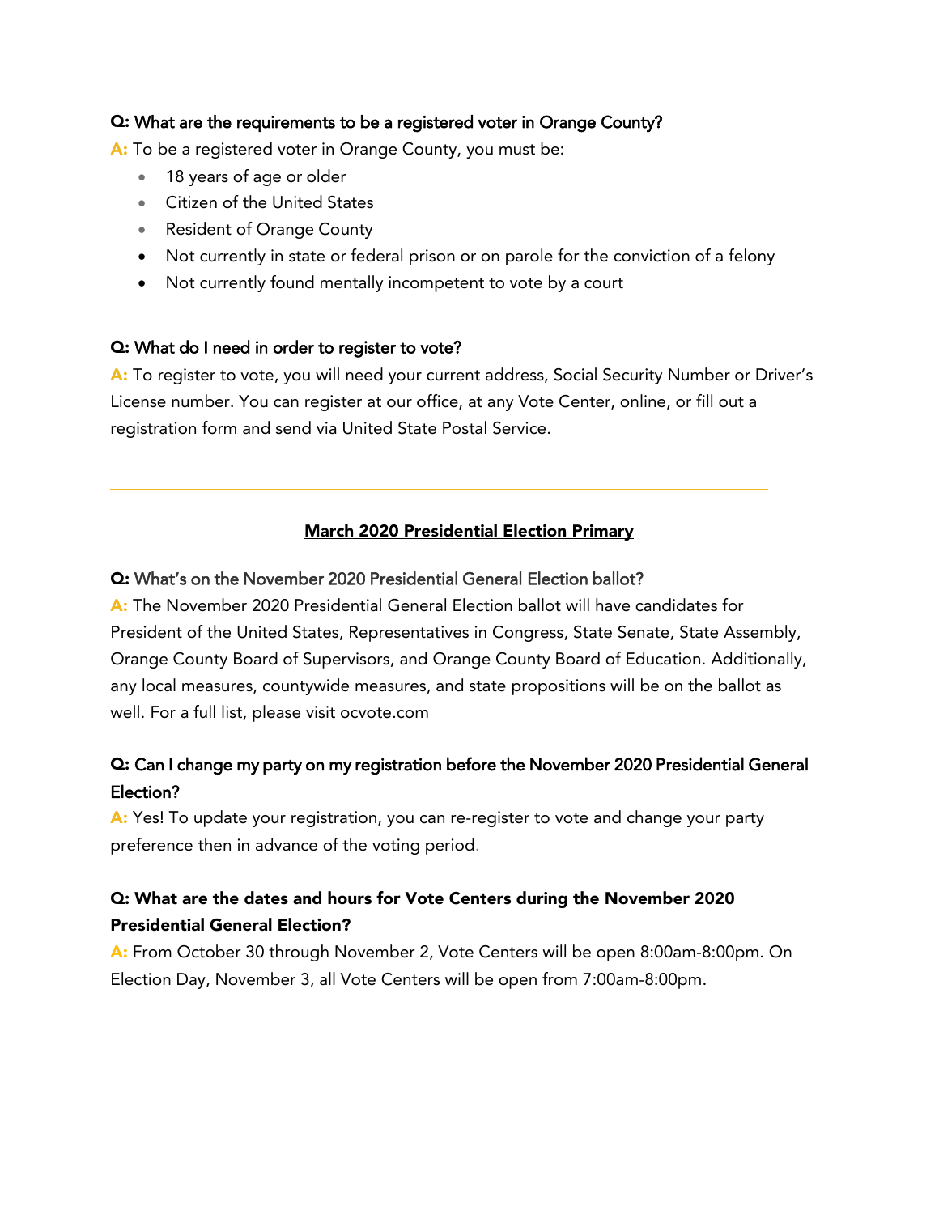**Q:** What are the requirements to be a registered voter in Orange County?

**A:** To be a registered voter in Orange County, you must be:

- 18 years of age or older
- Citizen of the United States
- Resident of Orange County
- Not currently in state or federal prison or on parole for the conviction of a felony
- Not currently found mentally incompetent to vote by a court

**Q:** What do I need in order to register to vote?

**A:** To register to vote, you will need your current address, Social Security Number or Driver's License number. You can register at our office, at any Vote Center, online, or fill out a registration form and send via United State Postal Service.

---

## March 2020 Presidential Election Primary

**Q:** What's on the November 2020 Presidential General Election ballot?

**A:** The November 2020 Presidential General Election ballot will have candidates for President of the United States, Representatives in Congress, State Senate, State Assembly, Orange County Board of Supervisors, and Orange County Board of Education. Additionally, any local measures, countywide measures, and state propositions will be on the ballot as well. For a full list, please visit ocvote.com

**Q:** Can I change my party on my registration before the November 2020 Presidential General Election?

**A:** Yes! To update your registration, you can re-register to vote and change your party preference then in advance of the voting period.

**Q: What are the dates and hours for Vote Centers during the November 2020 Presidential General Election?**

**A:** From October 30 through November 2, Vote Centers will be open 8:00am-8:00pm. On Election Day, November 3, all Vote Centers will be open from 7:00am-8:00pm.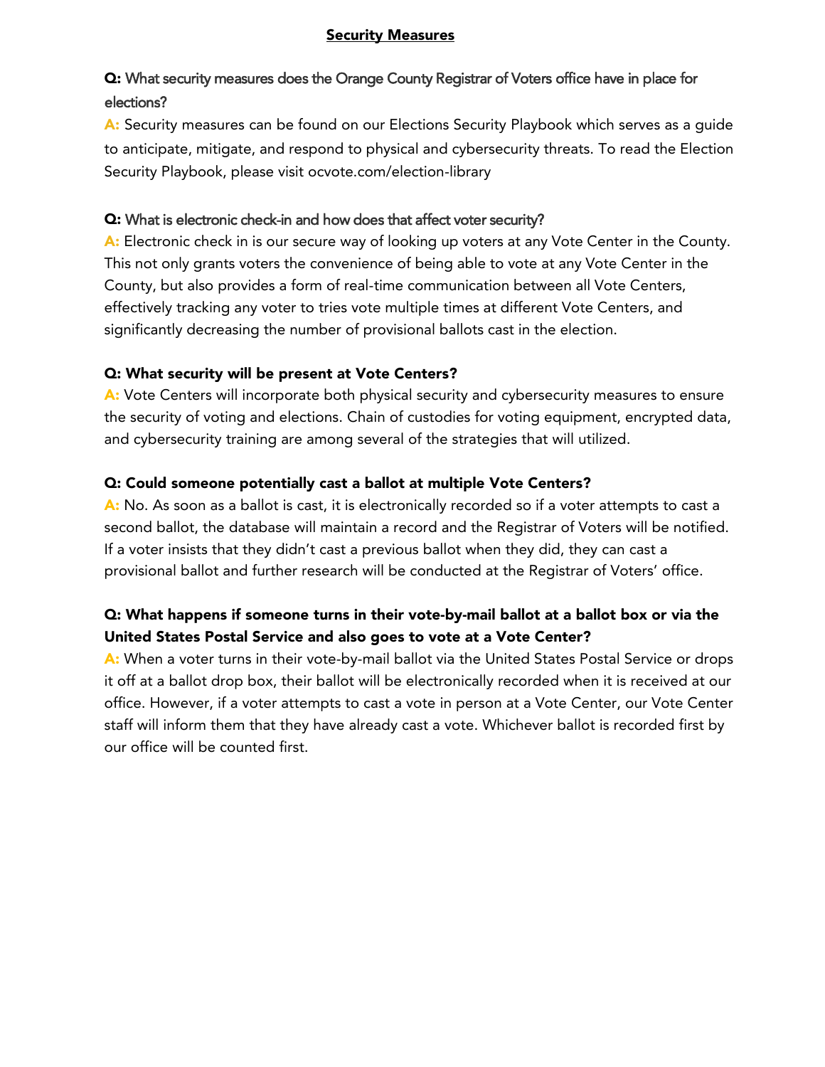## Security Measures

**Q:** What security measures does the Orange County Registrar of Voters office have in place for elections?

**A:** Security measures can be found on our Elections Security Playbook which serves as a guide to anticipate, mitigate, and respond to physical and cybersecurity threats. To read the Election Security Playbook, please visit ocvote.com/election-library

**Q:** What is electronic check-in and how does that affect voter security?

**A:** Electronic check in is our secure way of looking up voters at any Vote Center in the County. This not only grants voters the convenience of being able to vote at any Vote Center in the County, but also provides a form of real-time communication between all Vote Centers, effectively tracking any voter to tries vote multiple times at different Vote Centers, and significantly decreasing the number of provisional ballots cast in the election.

**Q: What security will be present at Vote Centers?**

**A:** Vote Centers will incorporate both physical security and cybersecurity measures to ensure the security of voting and elections. Chain of custodies for voting equipment, encrypted data, and cybersecurity training are among several of the strategies that will utilized.

**Q: Could someone potentially cast a ballot at multiple Vote Centers?**

**A:** No. As soon as a ballot is cast, it is electronically recorded so if a voter attempts to cast a second ballot, the database will maintain a record and the Registrar of Voters will be notified. If a voter insists that they didn't cast a previous ballot when they did, they can cast a provisional ballot and further research will be conducted at the Registrar of Voters' office.

**Q: What happens if someone turns in their vote-by-mail ballot at a ballot box or via the United States Postal Service and also goes to vote at a Vote Center?**

**A:** When a voter turns in their vote-by-mail ballot via the United States Postal Service or drops it off at a ballot drop box, their ballot will be electronically recorded when it is received at our office. However, if a voter attempts to cast a vote in person at a Vote Center, our Vote Center staff will inform them that they have already cast a vote. Whichever ballot is recorded first by our office will be counted first.